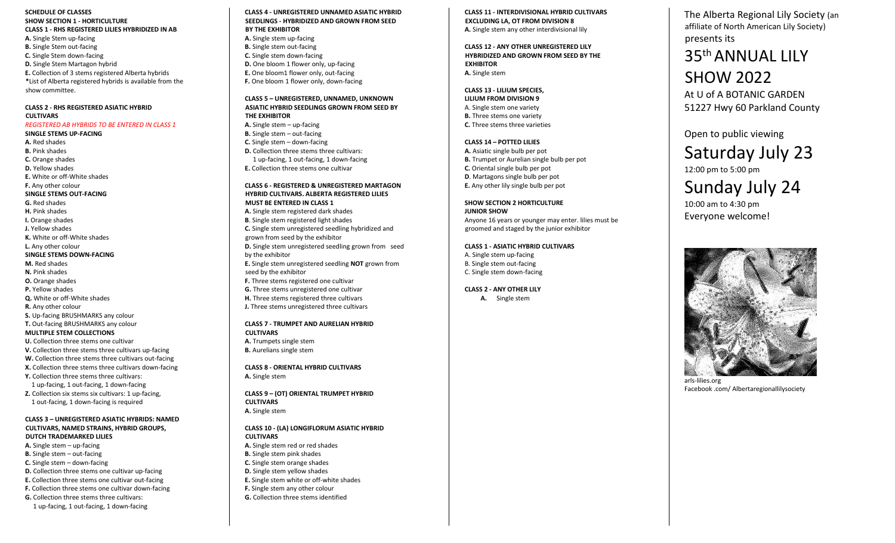**SCHEDULE OF CLASSES**
**SHOW SECTION 1 - HORTICULTURE**

**CLASS 1 - RHS REGISTERED LILIES HYBRIDIZED IN AB**

**A.** Single Stem up-facing
**B.** Single Stem out-facing
**C.** Single Stem down-facing
**D.** Single Stem Martagon hybrid
**E.** Collection of 3 stems registered Alberta hybrids
**\***List of Alberta registered hybrids is available from the show committee.

**CLASS 2 - RHS REGISTERED ASIATIC HYBRID CULTIVARS**

*REGISTERED AB HYBRIDS TO BE ENTERED IN CLASS 1*

**SINGLE STEMS UP-FACING**
**A.** Red shades
**B.** Pink shades
**C.** Orange shades
**D.** Yellow shades
**E.** White or off-White shades
**F.** Any other colour

**SINGLE STEMS OUT-FACING**
**G.** Red shades
**H.** Pink shades
**I.** Orange shades
**J.** Yellow shades
**K.** White or off-White shades
**L.** Any other colour

**SINGLE STEMS DOWN-FACING**
**M.** Red shades
**N.** Pink shades
**O.** Orange shades
**P.** Yellow shades
**Q.** White or off-White shades
**R.** Any other colour
**S.** Up-facing BRUSHMARKS any colour
**T.** Out-facing BRUSHMARKS any colour

**MULTIPLE STEM COLLECTIONS**
**U.** Collection three stems one cultivar
**V.** Collection three stems three cultivars up-facing
**W.** Collection three stems three cultivars out-facing
**X.** Collection three stems three cultivars down-facing
**Y.** Collection three stems three cultivars: 1 up-facing, 1 out-facing, 1 down-facing
**Z.** Collection six stems six cultivars: 1 up-facing, 1 out-facing, 1 down-facing is required

**CLASS 3 – UNREGISTERED ASIATIC HYBRIDS: NAMED CULTIVARS, NAMED STRAINS, HYBRID GROUPS, DUTCH TRADEMARKED LILIES**

**A.** Single stem – up-facing
**B.** Single stem – out-facing
**C.** Single stem – down-facing
**D.** Collection three stems one cultivar up-facing
**E.** Collection three stems one cultivar out-facing
**F.** Collection three stems one cultivar down-facing
**G.** Collection three stems three cultivars: 1 up-facing, 1 out-facing, 1 down-facing

**CLASS 4 - UNREGISTERED UNNAMED ASIATIC HYBRID SEEDLINGS - HYBRIDIZED AND GROWN FROM SEED BY THE EXHIBITOR**

**A.** Single stem up-facing
**B.** Single stem out-facing
**C.** Single stem down-facing
**D.** One bloom 1 flower only, up-facing
**E.** One bloom1 flower only, out-facing
**F.** One bloom 1 flower only, down-facing

**CLASS 5 – UNREGISTERED, UNNAMED, UNKNOWN ASIATIC HYBRID SEEDLINGS GROWN FROM SEED BY THE EXHIBITOR**

**A.** Single stem – up-facing
**B.** Single stem – out-facing
**C.** Single stem – down-facing
**D.** Collection three stems three cultivars: 1 up-facing, 1 out-facing, 1 down-facing
**E.** Collection three stems one cultivar

**CLASS 6 - REGISTERED & UNREGISTERED MARTAGON HYBRID CULTIVARS. ALBERTA REGISTERED LILIES MUST BE ENTERED IN CLASS 1**

**A.** Single stem registered dark shades
**B**. Single stem registered light shades
**C.** Single stem unregistered seedling hybridized and grown from seed by the exhibitor
**D.** Single stem unregistered seedling grown from seed by the exhibitor
**E.** Single stem unregistered seedling **NOT** grown from seed by the exhibitor
**F.** Three stems registered one cultivar
**G.** Three stems unregistered one cultivar
**H.** Three stems registered three cultivars
**J.** Three stems unregistered three cultivars

**CLASS 7 - TRUMPET AND AURELIAN HYBRID CULTIVARS**

**A.** Trumpets single stem
**B.** Aurelians single stem

**CLASS 8 - ORIENTAL HYBRID CULTIVARS**

**A.** Single stem

**CLASS 9 – (OT) ORIENTAL TRUMPET HYBRID CULTIVARS**

**A.** Single stem

**CLASS 10 - (LA) LONGIFLORUM ASIATIC HYBRID CULTIVARS**

**A.** Single stem red or red shades
**B.** Single stem pink shades
**C.** Single stem orange shades
**D.** Single stem yellow shades
**E.** Single stem white or off-white shades
**F.** Single stem any other colour
**G.** Collection three stems identified

**CLASS 11 - INTERDIVISIONAL HYBRID CULTIVARS EXCLUDING LA, OT FROM DIVISION 8**

**A.** Single stem any other interdivisional lily

**CLASS 12 - ANY OTHER UNREGISTERED LILY HYBRIDIZED AND GROWN FROM SEED BY THE EXHIBITOR**

**A.** Single stem

**CLASS 13 - LILIUM SPECIES, LILIUM FROM DIVISION 9**

A. Single stem one variety
**B.** Three stems one variety
**C.** Three stems three varieties

**CLASS 14 – POTTED LILIES**

**A.** Asiatic single bulb per pot
**B.** Trumpet or Aurelian single bulb per pot
**C.** Oriental single bulb per pot
**D**. Martagons single bulb per pot
**E.** Any other lily single bulb per pot

**SHOW SECTION 2 HORTICULTURE**
**JUNIOR SHOW**

Anyone 16 years or younger may enter. lilies must be groomed and staged by the junior exhibitor

**CLASS 1 - ASIATIC HYBRID CULTIVARS**

A. Single stem up-facing
B. Single stem out-facing
C. Single stem down-facing

**CLASS 2 - ANY OTHER LILY**

**A.** Single stem

The Alberta Regional Lily Society (an affiliate of North American Lily Society) presents its

# 35th ANNUAL LILY SHOW 2022

At U of A BOTANIC GARDEN
51227 Hwy 60 Parkland County

Open to public viewing

## Saturday July 23

12:00 pm to 5:00 pm

## Sunday July 24

10:00 am to 4:30 pm
Everyone welcome!

arls-lilies.org
Facebook .com/ Albertaregionallilysociety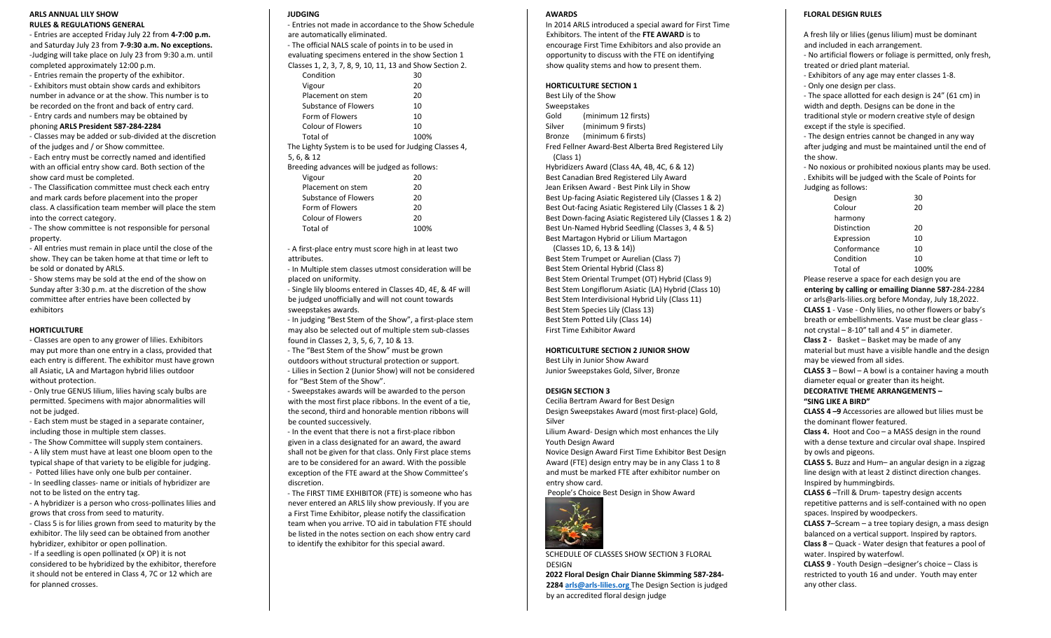**ARLS ANNUAL LILY SHOW**
**RULES & REGULATIONS GENERAL**

- Entries are accepted Friday July 22 from **4-7:00 p.m.** and Saturday July 23 from **7-9:30 a.m. No exceptions.**
-Judging will take place on July 23 from 9:30 a.m. until completed approximately 12:00 p.m.
- Entries remain the property of the exhibitor.
- Exhibitors must obtain show cards and exhibitors number in advance or at the show. This number is to be recorded on the front and back of entry card.
- Entry cards and numbers may be obtained by phoning **ARLS President 587-284-2284**
- Classes may be added or sub-divided at the discretion of the judges and / or Show committee.
- Each entry must be correctly named and identified with an official entry show card. Both section of the show card must be completed.
- The Classification committee must check each entry and mark cards before placement into the proper class. A classification team member will place the stem into the correct category.
- The show committee is not responsible for personal property.
- All entries must remain in place until the close of the show. They can be taken home at that time or left to be sold or donated by ARLS.
- Show stems may be sold at the end of the show on Sunday after 3:30 p.m. at the discretion of the show committee after entries have been collected by exhibitors

**HORTICULTURE**

- Classes are open to any grower of lilies. Exhibitors may put more than one entry in a class, provided that each entry is different. The exhibitor must have grown all Asiatic, LA and Martagon hybrid lilies outdoor without protection.
- Only true GENUS lilium, lilies having scaly bulbs are permitted. Specimens with major abnormalities will not be judged.
- Each stem must be staged in a separate container, including those in multiple stem classes.
- The Show Committee will supply stem containers.
- A lily stem must have at least one bloom open to the typical shape of that variety to be eligible for judging.
- Potted lilies have only one bulb per container.
- In seedling classes- name or initials of hybridizer are not to be listed on the entry tag.
- A hybridizer is a person who cross-pollinates lilies and grows that cross from seed to maturity.
- Class 5 is for lilies grown from seed to maturity by the exhibitor. The lily seed can be obtained from another hybridizer, exhibitor or open pollination.
- If a seedling is open pollinated (x OP) it is not considered to be hybridized by the exhibitor, therefore it should not be entered in Class 4, 7C or 12 which are for planned crosses.

**JUDGING**

- Entries not made in accordance to the Show Schedule are automatically eliminated.
- The official NALS scale of points in to be used in evaluating specimens entered in the show Section 1 Classes 1, 2, 3, 7, 8, 9, 10, 11, 13 and Show Section 2.

| | |
|---|---|
| Condition | 30 |
| Vigour | 20 |
| Placement on stem | 20 |
| Substance of Flowers | 10 |
| Form of Flowers | 10 |
| Colour of Flowers | 10 |
| Total of | 100% |

The Lighty System is to be used for Judging Classes 4, 5, 6, & 12

Breeding advances will be judged as follows:

| | |
|---|---|
| Vigour | 20 |
| Placement on stem | 20 |
| Substance of Flowers | 20 |
| Form of Flowers | 20 |
| Colour of Flowers | 20 |
| Total of | 100% |

- A first-place entry must score high in at least two attributes.
- In Multiple stem classes utmost consideration will be placed on uniformity.
- Single lily blooms entered in Classes 4D, 4E, & 4F will be judged unofficially and will not count towards sweepstakes awards.
- In judging "Best Stem of the Show", a first-place stem may also be selected out of multiple stem sub-classes found in Classes 2, 3, 5, 6, 7, 10 & 13.
- The "Best Stem of the Show" must be grown outdoors without structural protection or support.
- Lilies in Section 2 (Junior Show) will not be considered for "Best Stem of the Show".
- Sweepstakes awards will be awarded to the person with the most first place ribbons. In the event of a tie, the second, third and honorable mention ribbons will be counted successively.
- In the event that there is not a first-place ribbon given in a class designated for an award, the award shall not be given for that class. Only First place stems are to be considered for an award. With the possible exception of the FTE award at the Show Committee's discretion.
- The FIRST TIME EXHIBITOR (FTE) is someone who has never entered an ARLS lily show previously. If you are a First Time Exhibitor, please notify the classification team when you arrive. TO aid in tabulation FTE should be listed in the notes section on each show entry card to identify the exhibitor for this special award.

**AWARDS**

In 2014 ARLS introduced a special award for First Time Exhibitors. The intent of the **FTE AWARD** is to encourage First Time Exhibitors and also provide an opportunity to discuss with the FTE on identifying show quality stems and how to present them.

**HORTICULTURE SECTION 1**

Best Lily of the Show
Sweepstakes
Gold (minimum 12 firsts)
Silver (minimum 9 firsts)
Bronze (minimum 6 firsts)
Fred Fellner Award-Best Alberta Bred Registered Lily (Class 1)
Hybridizers Award (Class 4A, 4B, 4C, 6 & 12)
Best Canadian Bred Registered Lily Award
Jean Eriksen Award - Best Pink Lily in Show
Best Up-facing Asiatic Registered Lily (Classes 1 & 2)
Best Out-facing Asiatic Registered Lily (Classes 1 & 2)
Best Down-facing Asiatic Registered Lily (Classes 1 & 2)
Best Un-Named Hybrid Seedling (Classes 3, 4 & 5)
Best Martagon Hybrid or Lilium Martagon (Classes 1D, 6, 13 & 14))
Best Stem Trumpet or Aurelian (Class 7)
Best Stem Oriental Hybrid (Class 8)
Best Stem Oriental Trumpet (OT) Hybrid (Class 9)
Best Stem Longiflorum Asiatic (LA) Hybrid (Class 10)
Best Stem Interdivisional Hybrid Lily (Class 11)
Best Stem Species Lily (Class 13)
Best Stem Potted Lily (Class 14)
First Time Exhibitor Award

**HORTICULTURE SECTION 2 JUNIOR SHOW**

Best Lily in Junior Show Award
Junior Sweepstakes Gold, Silver, Bronze

**DESIGN SECTION 3**

Cecilia Bertram Award for Best Design
Design Sweepstakes Award (most first-place) Gold, Silver
Lilium Award- Design which most enhances the Lily
Youth Design Award
Novice Design Award First Time Exhibitor Best Design Award (FTE) design entry may be in any Class 1 to 8 and must be marked FTE after exhibitor number on entry show card.
People's Choice Best Design in Show Award

SCHEDULE OF CLASSES SHOW SECTION 3 FLORAL DESIGN

**2022 Floral Design Chair Dianne Skimming 587-284-2284 arls@arls-lilies.org** The Design Section is judged by an accredited floral design judge

**FLORAL DESIGN RULES**

A fresh lily or lilies (genus lilium) must be dominant and included in each arrangement.
- No artificial flowers or foliage is permitted, only fresh, treated or dried plant material.
- Exhibitors of any age may enter classes 1-8.
- Only one design per class.
- The space allotted for each design is 24" (61 cm) in width and depth. Designs can be done in the traditional style or modern creative style of design except if the style is specified.
- The design entries cannot be changed in any way after judging and must be maintained until the end of the show.
- No noxious or prohibited noxious plants may be used.
. Exhibits will be judged with the Scale of Points for Judging as follows:

| | |
|---|---|
| Design | 30 |
| Colour harmony | 20 |
| Distinction | 20 |
| Expression | 10 |
| Conformance | 10 |
| Condition | 10 |
| Total of | 100% |

Please reserve a space for each design you are **entering by calling or emailing Dianne 587-**284-2284 or arls@arls-lilies.org before Monday, July 18,2022.

**CLASS 1** - Vase - Only lilies, no other flowers or baby's breath or embellishments. Vase must be clear glass - not crystal – 8-10" tall and 4 5" in diameter.

**Class 2 -** Basket – Basket may be made of any material but must have a visible handle and the design may be viewed from all sides.

**CLASS 3** – Bowl – A bowl is a container having a mouth diameter equal or greater than its height.

**DECORATIVE THEME ARRANGEMENTS – "SING LIKE A BIRD"**

**CLASS 4 –9** Accessories are allowed but lilies must be the dominant flower featured.

**Class 4.** Hoot and Coo – a MASS design in the round with a dense texture and circular oval shape. Inspired by owls and pigeons.

**CLASS 5.** Buzz and Hum– an angular design in a zigzag line design with at least 2 distinct direction changes. Inspired by hummingbirds.

**CLASS 6** –Trill & Drum- tapestry design accents repetitive patterns and is self-contained with no open spaces. Inspired by woodpeckers.

**CLASS 7**–Scream – a tree topiary design, a mass design balanced on a vertical support. Inspired by raptors.

**Class 8** – Quack - Water design that features a pool of water. Inspired by waterfowl.

**CLASS 9** - Youth Design –designer's choice – Class is restricted to youth 16 and under. Youth may enter any other class.